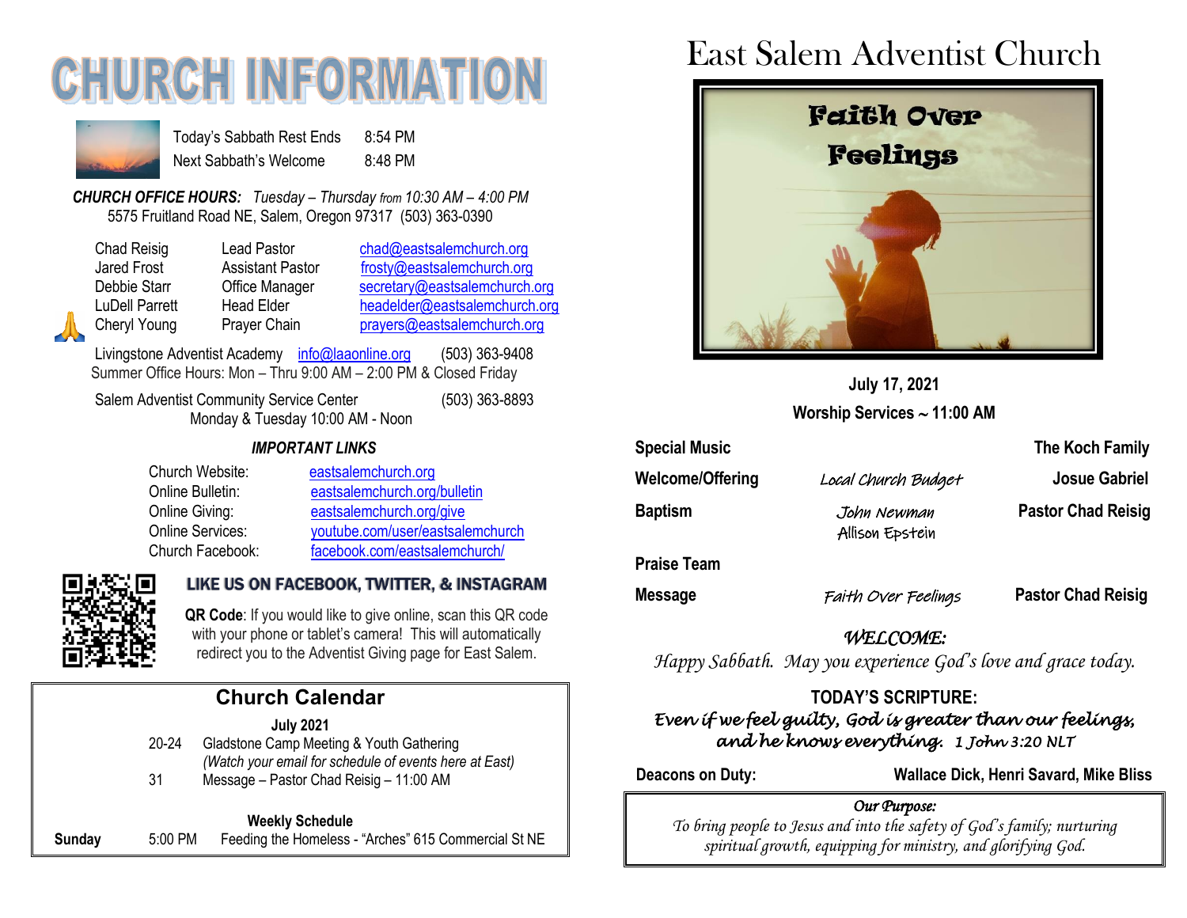# CHURCH INFORMATION

| | |
|---|---|
| Today's Sabbath Rest Ends | 8:54 PM |
| Next Sabbath's Welcome | 8:48 PM |

***CHURCH OFFICE HOURS:*** *Tuesday – Thursday from 10:30 AM – 4:00 PM*
5575 Fruitland Road NE, Salem, Oregon 97317 (503) 363-0390

| | | |
|---|---|---|
| Chad Reisig | Lead Pastor | chad@eastsalemchurch.org |
| Jared Frost | Assistant Pastor | frosty@eastsalemchurch.org |
| Debbie Starr | Office Manager | secretary@eastsalemchurch.org |
| LuDell Parrett | Head Elder | headelder@eastsalemchurch.org |
| Cheryl Young | Prayer Chain | prayers@eastsalemchurch.org |

Livingstone Adventist Academy info@laaonline.org (503) 363-9408
Summer Office Hours: Mon – Thru 9:00 AM – 2:00 PM & Closed Friday

Salem Adventist Community Service Center (503) 363-8893
Monday & Tuesday 10:00 AM - Noon

### *IMPORTANT LINKS*

| | |
|---|---|
| Church Website: | eastsalemchurch.org |
| Online Bulletin: | eastsalemchurch.org/bulletin |
| Online Giving: | eastsalemchurch.org/give |
| Online Services: | youtube.com/user/eastsalemchurch |
| Church Facebook: | facebook.com/eastsalemchurch/ |

**LIKE US ON FACEBOOK, TWITTER, & INSTAGRAM**

**QR Code**: If you would like to give online, scan this QR code with your phone or tablet's camera! This will automatically redirect you to the Adventist Giving page for East Salem.

## Church Calendar

**July 2021**

| | |
|---|---|
| 20-24 | Gladstone Camp Meeting & Youth Gathering *(Watch your email for schedule of events here at East)* |
| 31 | Message – Pastor Chad Reisig – 11:00 AM |

**Weekly Schedule**

| | | |
|---|---|---|
| **Sunday** | 5:00 PM | Feeding the Homeless - "Arches" 615 Commercial St NE |

# East Salem Adventist Church

Faith Over Feelings

**July 17, 2021**
**Worship Services ~ 11:00 AM**

| | | |
|---|---|---|
| **Special Music** | | **The Koch Family** |
| **Welcome/Offering** | *Local Church Budget* | **Josue Gabriel** |
| **Baptism** | *John Newman* *Allison Epstein* | **Pastor Chad Reisig** |
| **Praise Team** | | |
| **Message** | *Faith Over Feelings* | **Pastor Chad Reisig** |

*WELCOME:*
*Happy Sabbath. May you experience God's love and grace today.*

**TODAY'S SCRIPTURE:**
***Even if we feel guilty, God is greater than our feelings, and he knows everything.*** *1 John 3:20 NLT*

**Deacons on Duty:** **Wallace Dick, Henri Savard, Mike Bliss**

*Our Purpose:*
*To bring people to Jesus and into the safety of God's family; nurturing spiritual growth, equipping for ministry, and glorifying God.*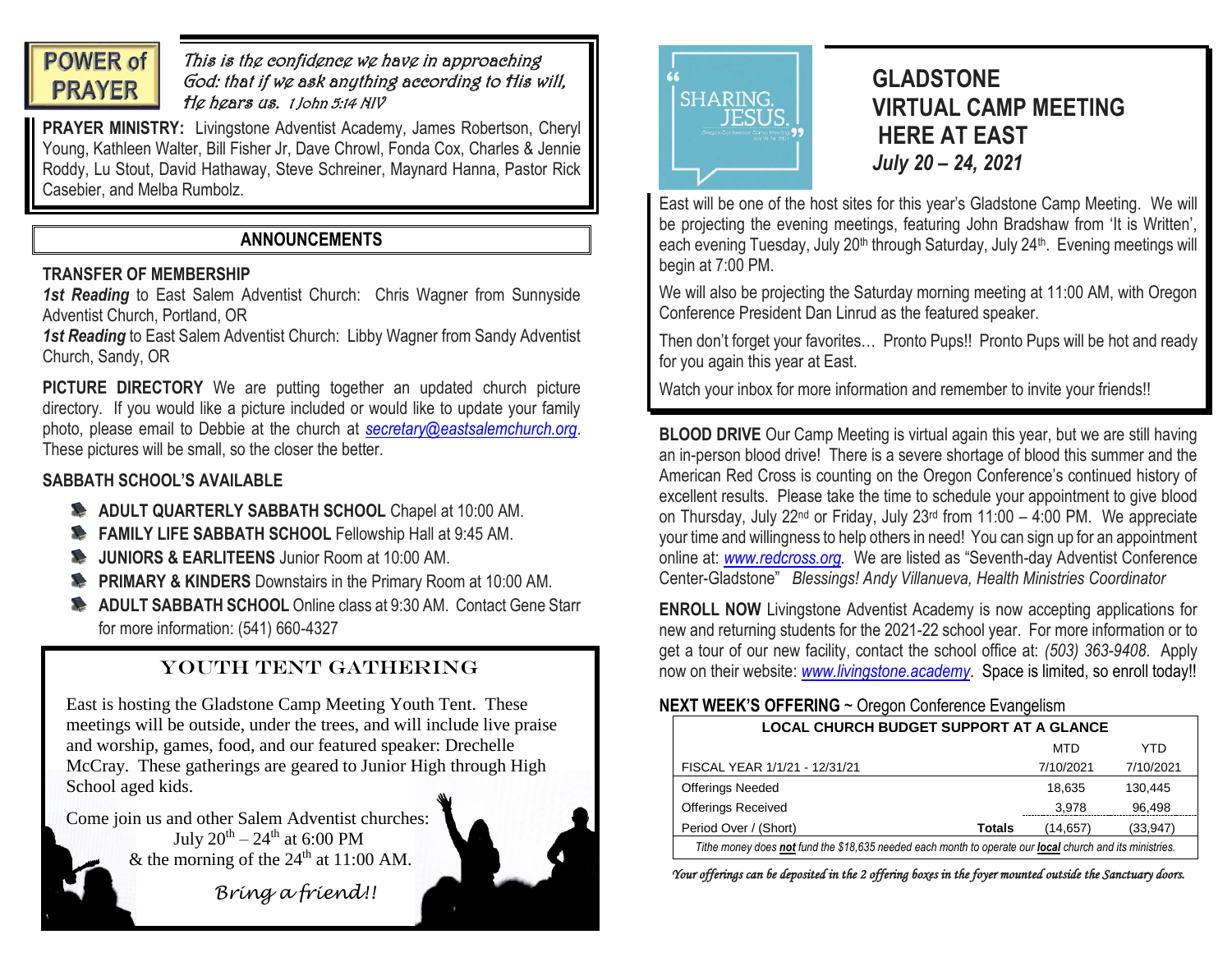**POWER of PRAYER**

*This is the confidence we have in approaching God: that if we ask anything according to His will, He hears us. 1 John 5:14 NIV*

**PRAYER MINISTRY:** Livingstone Adventist Academy, James Robertson, Cheryl Young, Kathleen Walter, Bill Fisher Jr, Dave Chrowl, Fonda Cox, Charles & Jennie Roddy, Lu Stout, David Hathaway, Steve Schreiner, Maynard Hanna, Pastor Rick Casebier, and Melba Rumbolz.

## ANNOUNCEMENTS

### TRANSFER OF MEMBERSHIP

***1st Reading*** to East Salem Adventist Church: Chris Wagner from Sunnyside Adventist Church, Portland, OR

***1st Reading*** to East Salem Adventist Church: Libby Wagner from Sandy Adventist Church, Sandy, OR

**PICTURE DIRECTORY** We are putting together an updated church picture directory. If you would like a picture included or would like to update your family photo, please email to Debbie at the church at *secretary@eastsalemchurch.org*. These pictures will be small, so the closer the better.

### SABBATH SCHOOL'S AVAILABLE

- **ADULT QUARTERLY SABBATH SCHOOL** Chapel at 10:00 AM.
- **FAMILY LIFE SABBATH SCHOOL** Fellowship Hall at 9:45 AM.
- **JUNIORS & EARLITEENS** Junior Room at 10:00 AM.
- **PRIMARY & KINDERS** Downstairs in the Primary Room at 10:00 AM.
- **ADULT SABBATH SCHOOL** Online class at 9:30 AM. Contact Gene Starr for more information: (541) 660-4327

## YOUTH TENT GATHERING

East is hosting the Gladstone Camp Meeting Youth Tent. These meetings will be outside, under the trees, and will include live praise and worship, games, food, and our featured speaker: Drechelle McCray. These gatherings are geared to Junior High through High School aged kids.

Come join us and other Salem Adventist churches:
July 20th – 24th at 6:00 PM
& the morning of the 24th at 11:00 AM.

*Bring a friend!!*

SHARING JESUS. Oregon Conference Camp Meeting July 20-24, 2021

## GLADSTONE VIRTUAL CAMP MEETING HERE AT EAST
### *July 20 – 24, 2021*

East will be one of the host sites for this year's Gladstone Camp Meeting. We will be projecting the evening meetings, featuring John Bradshaw from 'It is Written', each evening Tuesday, July 20th through Saturday, July 24th. Evening meetings will begin at 7:00 PM.

We will also be projecting the Saturday morning meeting at 11:00 AM, with Oregon Conference President Dan Linrud as the featured speaker.

Then don't forget your favorites… Pronto Pups!! Pronto Pups will be hot and ready for you again this year at East.

Watch your inbox for more information and remember to invite your friends!!

**BLOOD DRIVE** Our Camp Meeting is virtual again this year, but we are still having an in-person blood drive! There is a severe shortage of blood this summer and the American Red Cross is counting on the Oregon Conference's continued history of excellent results. Please take the time to schedule your appointment to give blood on Thursday, July 22nd or Friday, July 23rd from 11:00 – 4:00 PM. We appreciate your time and willingness to help others in need! You can sign up for an appointment online at: *www.redcross.org*. We are listed as "Seventh-day Adventist Conference Center-Gladstone" *Blessings! Andy Villanueva, Health Ministries Coordinator*

**ENROLL NOW** Livingstone Adventist Academy is now accepting applications for new and returning students for the 2021-22 school year. For more information or to get a tour of our new facility, contact the school office at: *(503) 363-9408*. Apply now on their website: *www.livingstone.academy*. Space is limited, so enroll today!!

**NEXT WEEK'S OFFERING** ~ Oregon Conference Evangelism

**LOCAL CHURCH BUDGET SUPPORT AT A GLANCE**

| | | MTD | YTD |
|---|---|---|---|
| FISCAL YEAR 1/1/21 - 12/31/21 | | 7/10/2021 | 7/10/2021 |
| Offerings Needed | | 18,635 | 130,445 |
| Offerings Received | | 3,978 | 96,498 |
| Period Over / (Short) | **Totals** | (14,657) | (33,947) |

*Tithe money does **not** fund the $18,635 needed each month to operate our **local** church and its ministries.*

*Your offerings can be deposited in the 2 offering boxes in the foyer mounted outside the Sanctuary doors.*